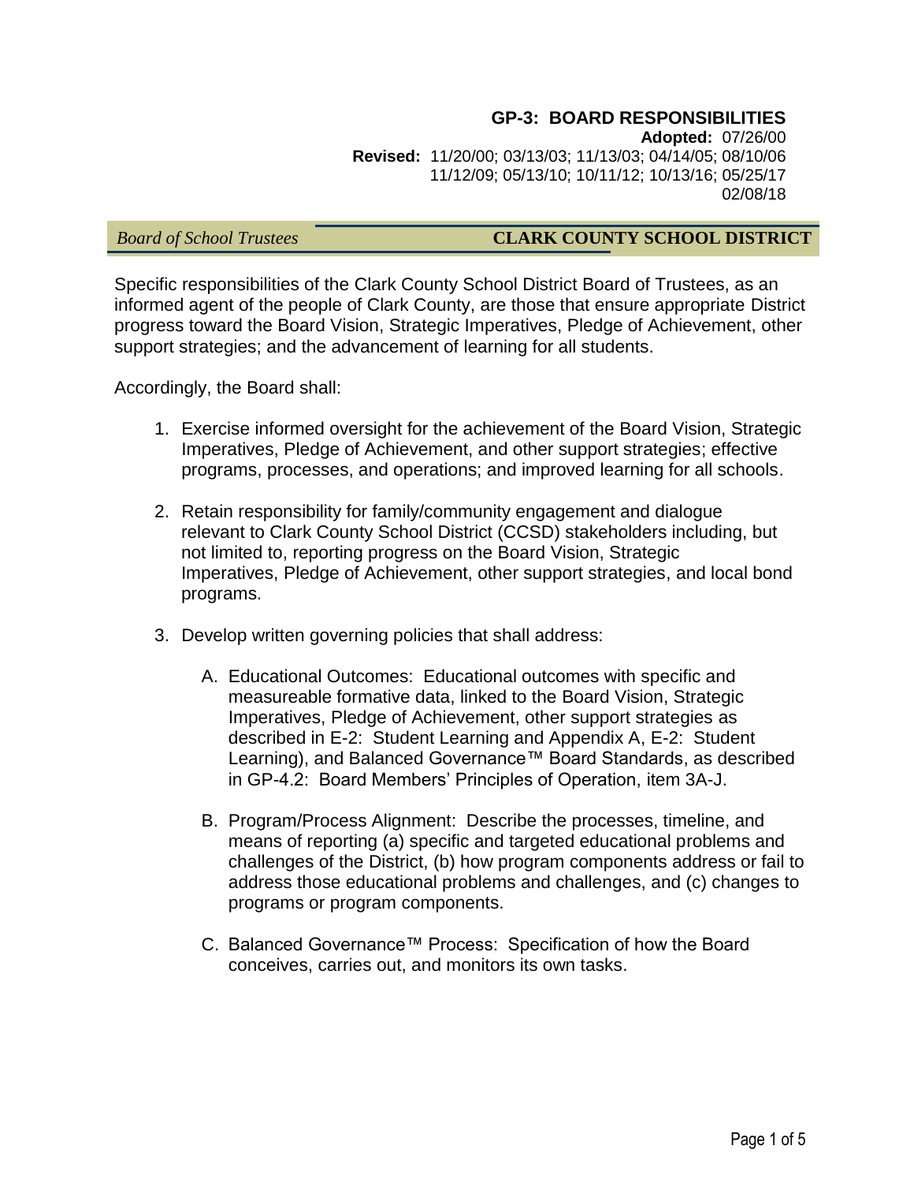# GP-3: BOARD RESPONSIBILITIES

**Adopted:** 07/26/00
**Revised:** 11/20/00; 03/13/03; 11/13/03; 04/14/05; 08/10/06
11/12/09; 05/13/10; 10/11/12; 10/13/16; 05/25/17
02/08/18

*Board of School Trustees* **CLARK COUNTY SCHOOL DISTRICT**

Specific responsibilities of the Clark County School District Board of Trustees, as an informed agent of the people of Clark County, are those that ensure appropriate District progress toward the Board Vision, Strategic Imperatives, Pledge of Achievement, other support strategies; and the advancement of learning for all students.

Accordingly, the Board shall:

1. Exercise informed oversight for the achievement of the Board Vision, Strategic Imperatives, Pledge of Achievement, and other support strategies; effective programs, processes, and operations; and improved learning for all schools.

2. Retain responsibility for family/community engagement and dialogue relevant to Clark County School District (CCSD) stakeholders including, but not limited to, reporting progress on the Board Vision, Strategic Imperatives, Pledge of Achievement, other support strategies, and local bond programs.

3. Develop written governing policies that shall address:

   A. Educational Outcomes: Educational outcomes with specific and measureable formative data, linked to the Board Vision, Strategic Imperatives, Pledge of Achievement, other support strategies as described in E-2: Student Learning and Appendix A, E-2: Student Learning), and Balanced Governance™ Board Standards, as described in GP-4.2: Board Members' Principles of Operation, item 3A-J.

   B. Program/Process Alignment: Describe the processes, timeline, and means of reporting (a) specific and targeted educational problems and challenges of the District, (b) how program components address or fail to address those educational problems and challenges, and (c) changes to programs or program components.

   C. Balanced Governance™ Process: Specification of how the Board conceives, carries out, and monitors its own tasks.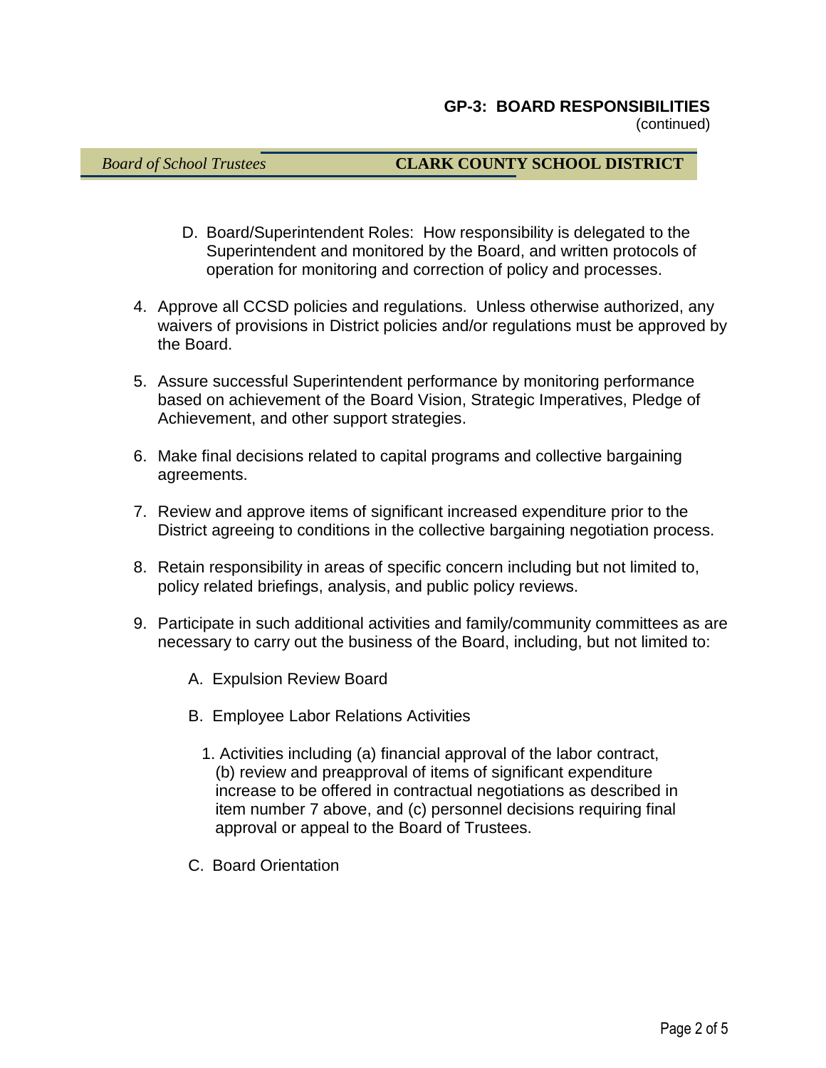D. Board/Superintendent Roles: How responsibility is delegated to the Superintendent and monitored by the Board, and written protocols of operation for monitoring and correction of policy and processes.

4. Approve all CCSD policies and regulations. Unless otherwise authorized, any waivers of provisions in District policies and/or regulations must be approved by the Board.

5. Assure successful Superintendent performance by monitoring performance based on achievement of the Board Vision, Strategic Imperatives, Pledge of Achievement, and other support strategies.

6. Make final decisions related to capital programs and collective bargaining agreements.

7. Review and approve items of significant increased expenditure prior to the District agreeing to conditions in the collective bargaining negotiation process.

8. Retain responsibility in areas of specific concern including but not limited to, policy related briefings, analysis, and public policy reviews.

9. Participate in such additional activities and family/community committees as are necessary to carry out the business of the Board, including, but not limited to:

   A. Expulsion Review Board

   B. Employee Labor Relations Activities

      1. Activities including (a) financial approval of the labor contract, (b) review and preapproval of items of significant expenditure increase to be offered in contractual negotiations as described in item number 7 above, and (c) personnel decisions requiring final approval or appeal to the Board of Trustees.

   C. Board Orientation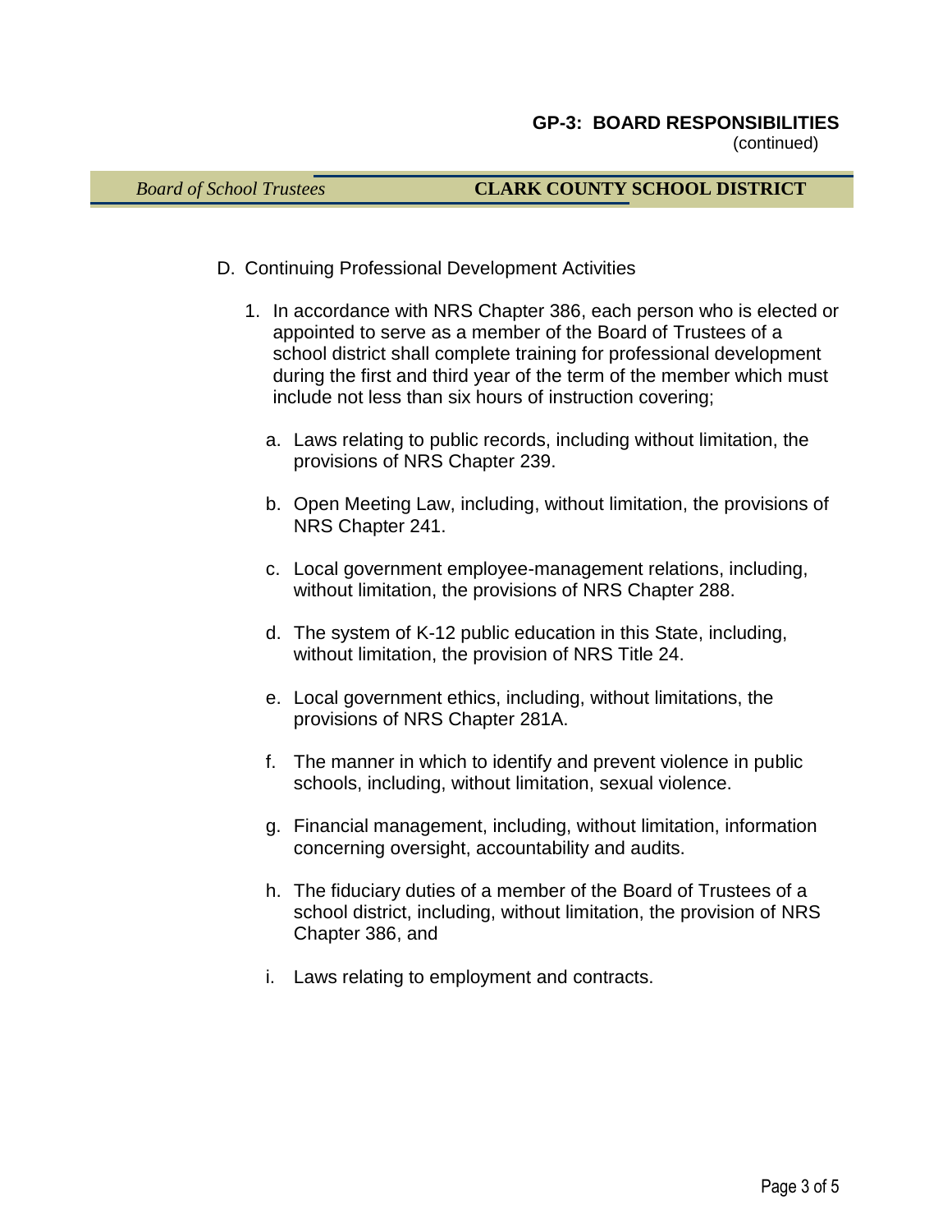D. Continuing Professional Development Activities

1. In accordance with NRS Chapter 386, each person who is elected or appointed to serve as a member of the Board of Trustees of a school district shall complete training for professional development during the first and third year of the term of the member which must include not less than six hours of instruction covering;

   a. Laws relating to public records, including without limitation, the provisions of NRS Chapter 239.

   b. Open Meeting Law, including, without limitation, the provisions of NRS Chapter 241.

   c. Local government employee-management relations, including, without limitation, the provisions of NRS Chapter 288.

   d. The system of K-12 public education in this State, including, without limitation, the provision of NRS Title 24.

   e. Local government ethics, including, without limitations, the provisions of NRS Chapter 281A.

   f. The manner in which to identify and prevent violence in public schools, including, without limitation, sexual violence.

   g. Financial management, including, without limitation, information concerning oversight, accountability and audits.

   h. The fiduciary duties of a member of the Board of Trustees of a school district, including, without limitation, the provision of NRS Chapter 386, and

   i. Laws relating to employment and contracts.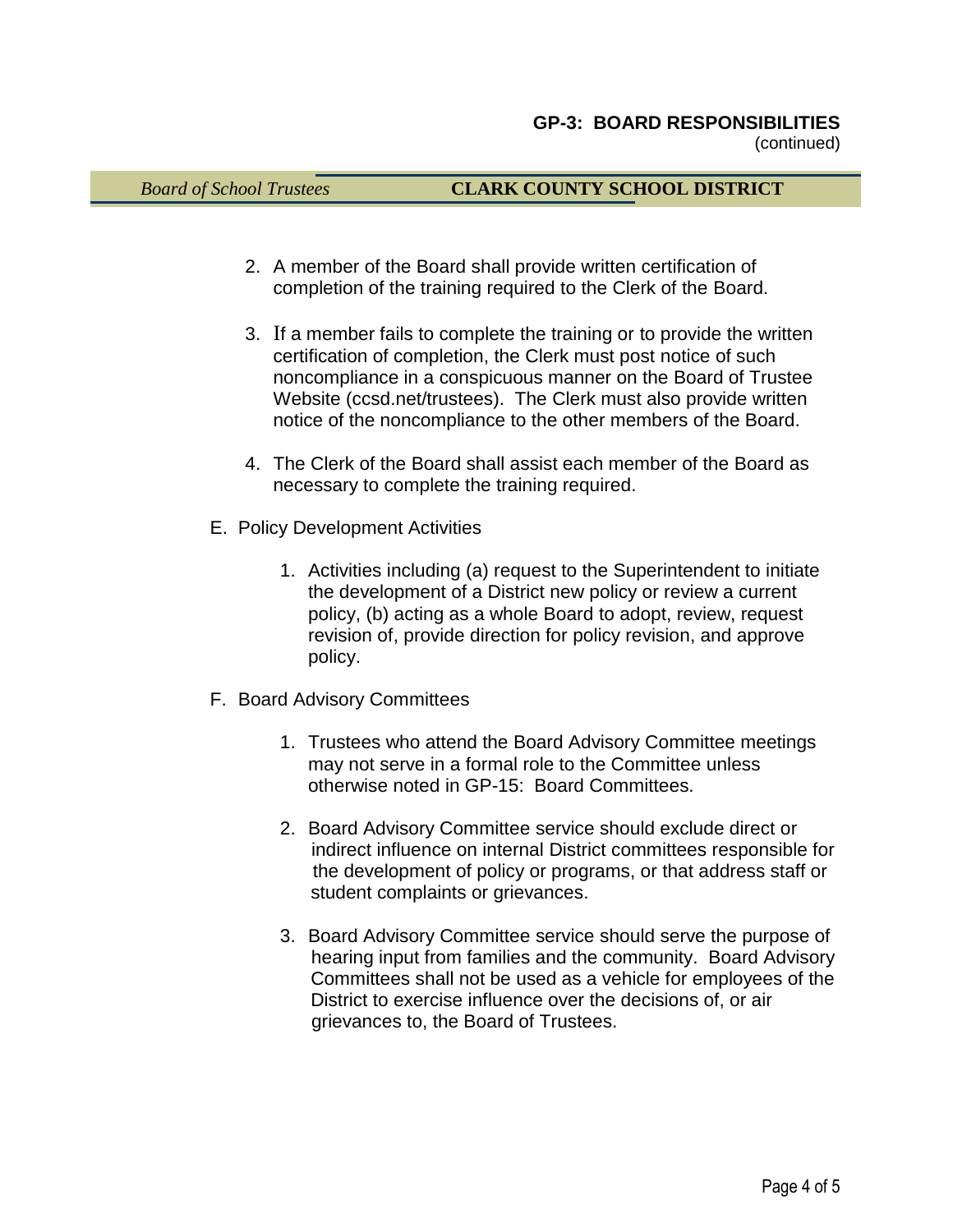2. A member of the Board shall provide written certification of completion of the training required to the Clerk of the Board.

3. If a member fails to complete the training or to provide the written certification of completion, the Clerk must post notice of such noncompliance in a conspicuous manner on the Board of Trustee Website (ccsd.net/trustees). The Clerk must also provide written notice of the noncompliance to the other members of the Board.

4. The Clerk of the Board shall assist each member of the Board as necessary to complete the training required.

E. Policy Development Activities

   1. Activities including (a) request to the Superintendent to initiate the development of a District new policy or review a current policy, (b) acting as a whole Board to adopt, review, request revision of, provide direction for policy revision, and approve policy.

F. Board Advisory Committees

   1. Trustees who attend the Board Advisory Committee meetings may not serve in a formal role to the Committee unless otherwise noted in GP-15: Board Committees.

   2. Board Advisory Committee service should exclude direct or indirect influence on internal District committees responsible for the development of policy or programs, or that address staff or student complaints or grievances.

   3. Board Advisory Committee service should serve the purpose of hearing input from families and the community. Board Advisory Committees shall not be used as a vehicle for employees of the District to exercise influence over the decisions of, or air grievances to, the Board of Trustees.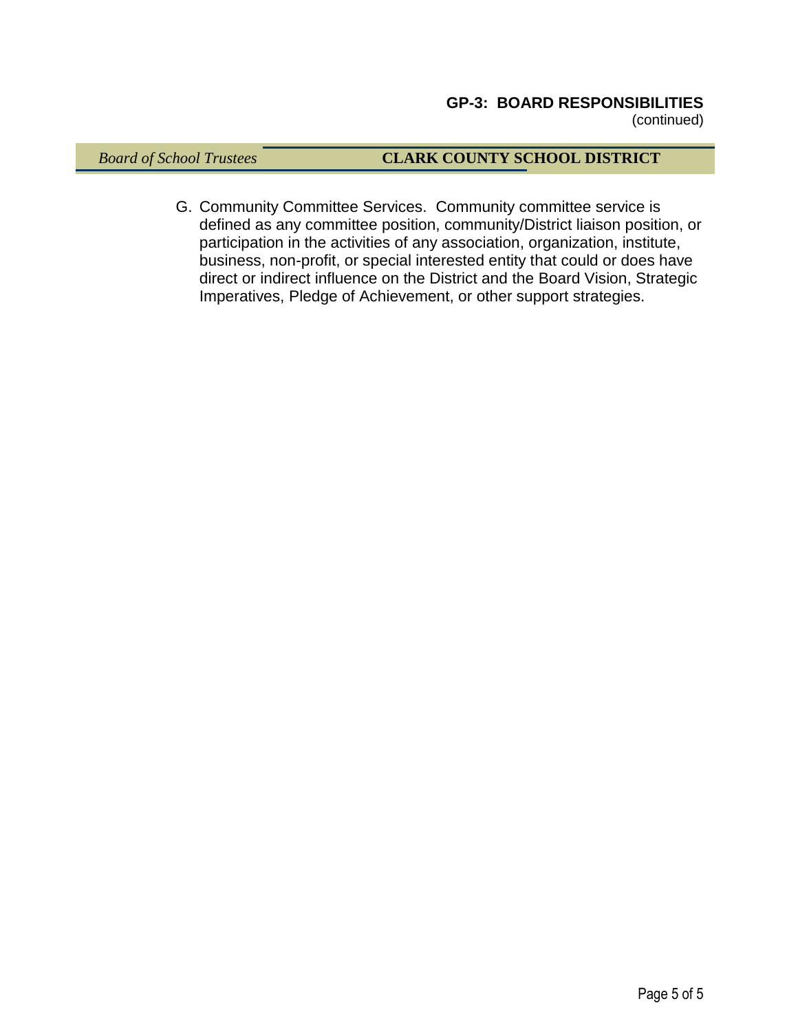G. Community Committee Services. Community committee service is defined as any committee position, community/District liaison position, or participation in the activities of any association, organization, institute, business, non-profit, or special interested entity that could or does have direct or indirect influence on the District and the Board Vision, Strategic Imperatives, Pledge of Achievement, or other support strategies.